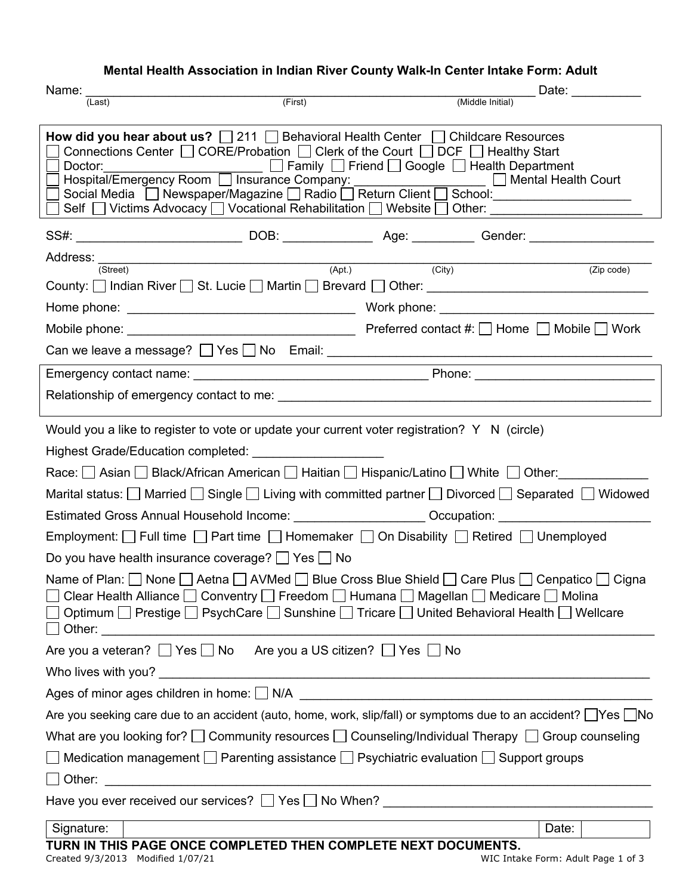# Mental Health Association in Indian River County Walk-In Center Intake Form: Adult

Name: ______________________________________________________________ Date: __________
(Last) (First) (Middle Initial)

**How did you hear about us?** ☐ 211 ☐ Behavioral Health Center ☐ Childcare Resources
☐ Connections Center ☐ CORE/Probation ☐ Clerk of the Court ☐ DCF ☐ Healthy Start
☐ Doctor:______________________ ☐ Family ☐ Friend ☐ Google ☐ Health Department
☐ Hospital/Emergency Room ☐ Insurance Company: __________________ ☐ Mental Health Court
☐ Social Media ☐ Newspaper/Magazine ☐ Radio ☐ Return Client ☐ School:___________________
☐ Self ☐ Victims Advocacy ☐ Vocational Rehabilitation ☐ Website ☐ Other: _____________________

SS#: _______________________ DOB: _____________ Age: _________ Gender: __________________

Address: ___________________________________________________________________________
(Street) (Apt.) (City) (Zip code)

County: ☐ Indian River ☐ St. Lucie ☐ Martin ☐ Brevard ☐ Other: _______________________________

Home phone: _________________________________ Work phone: ____________________________

Mobile phone: ________________________________ Preferred contact #: ☐ Home ☐ Mobile ☐ Work

Can we leave a message? ☐ Yes ☐ No Email: ____________________________________________

Emergency contact name: _________________________________ Phone: _________________________

Relationship of emergency contact to me: ______________________________________________________

Would you a like to register to vote or update your current voter registration? Y N (circle)

Highest Grade/Education completed: __________________

Race: ☐ Asian ☐ Black/African American ☐ Haitian ☐ Hispanic/Latino ☐ White ☐ Other:____________

Marital status: ☐ Married ☐ Single ☐ Living with committed partner ☐ Divorced ☐ Separated ☐ Widowed

Estimated Gross Annual Household Income: __________________ Occupation: _____________________

Employment: ☐ Full time ☐ Part time ☐ Homemaker ☐ On Disability ☐ Retired ☐ Unemployed

Do you have health insurance coverage? ☐ Yes ☐ No

Name of Plan: ☐ None ☐ Aetna ☐ AVMed ☐ Blue Cross Blue Shield ☐ Care Plus ☐ Cenpatico ☐ Cigna
☐ Clear Health Alliance ☐ Conventry ☐ Freedom ☐ Humana ☐ Magellan ☐ Medicare ☐ Molina
☐ Optimum ☐ Prestige ☐ PsychCare ☐ Sunshine ☐ Tricare ☐ United Behavioral Health ☐ Wellcare
☐ Other: ______________________________________________________________________________

Are you a veteran? ☐ Yes ☐ No Are you a US citizen? ☐ Yes ☐ No

Who lives with you? _______________________________________________________________________

Ages of minor ages children in home: ☐ N/A ___________________________________________________

Are you seeking care due to an accident (auto, home, work, slip/fall) or symptoms due to an accident? ☐ Yes ☐ No

What are you looking for? ☐ Community resources ☐ Counseling/Individual Therapy ☐ Group counseling

☐ Medication management ☐ Parenting assistance ☐ Psychiatric evaluation ☐ Support groups

☐ Other: _______________________________________________________________________________

Have you ever received our services? ☐ Yes ☐ No When? ____________________________________

| Signature: | | Date: | |
|---|---|---|---|

**TURN IN THIS PAGE ONCE COMPLETED THEN COMPLETE NEXT DOCUMENTS.**

Created 9/3/2013 Modified 1/07/21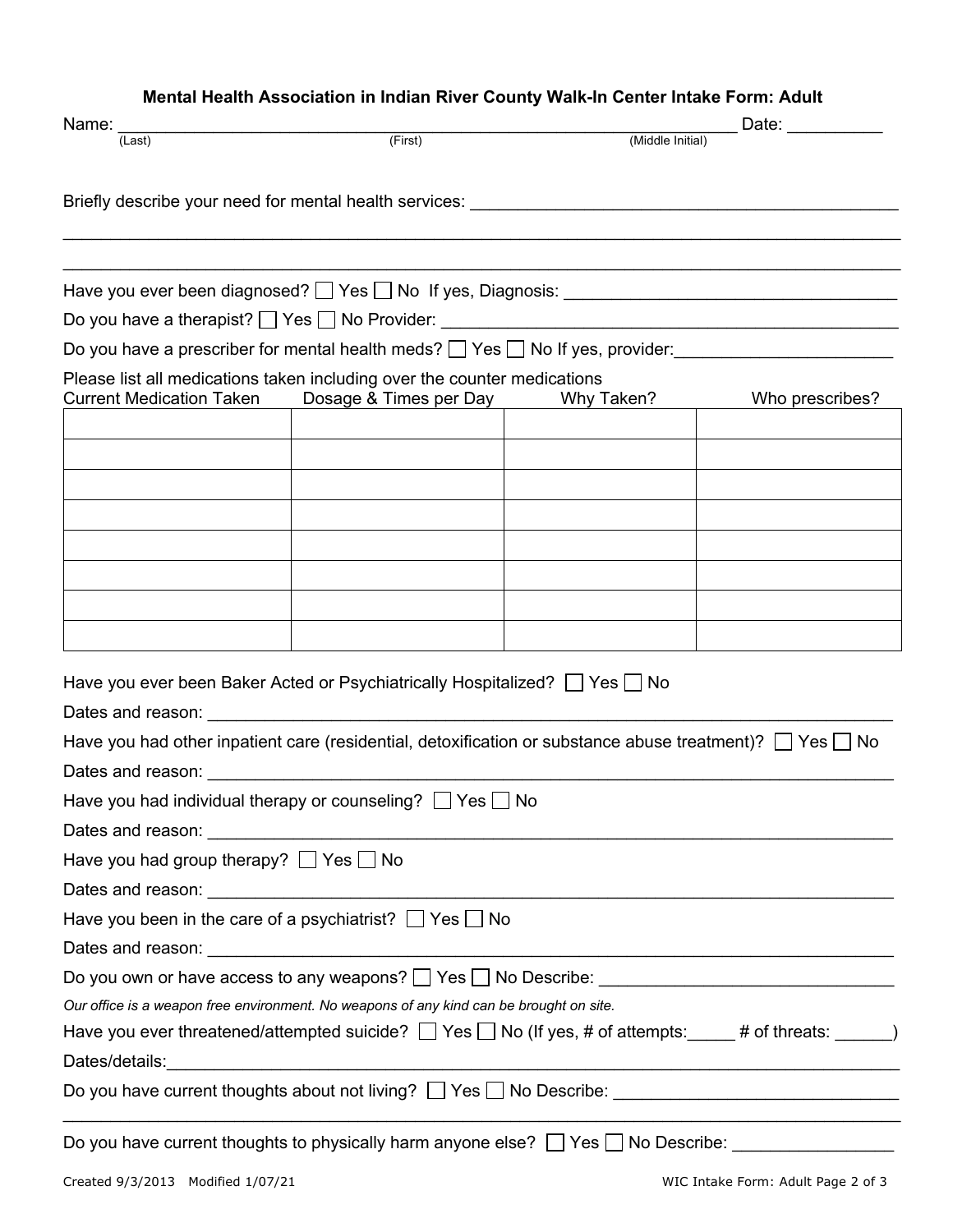**Mental Health Association in Indian River County Walk-In Center Intake Form: Adult**

Name: ____________________________________________________________ Date: __________
(Last) (First) (Middle Initial)

Briefly describe your need for mental health services: ____________________________________________

______________________________________________________________________________________

______________________________________________________________________________________

Have you ever been diagnosed? ☐ Yes ☐ No If yes, Diagnosis: ___________________________________

Do you have a therapist? ☐ Yes ☐ No Provider: ____________________________________________

Do you have a prescriber for mental health meds? ☐ Yes ☐ No If yes, provider:______________________

Please list all medications taken including over the counter medications

| Current Medication Taken | Dosage & Times per Day | Why Taken? | Who prescribes? |
|---|---|---|---|
| | | | |
| | | | |
| | | | |
| | | | |
| | | | |
| | | | |
| | | | |
| | | | |

Have you ever been Baker Acted or Psychiatrically Hospitalized? ☐ Yes ☐ No

Dates and reason: ______________________________________________________________________

Have you had other inpatient care (residential, detoxification or substance abuse treatment)? ☐ Yes ☐ No

Dates and reason: ______________________________________________________________________

Have you had individual therapy or counseling? ☐ Yes ☐ No

Dates and reason: ______________________________________________________________________

Have you had group therapy? ☐ Yes ☐ No

Dates and reason: ______________________________________________________________________

Have you been in the care of a psychiatrist? ☐ Yes ☐ No

Dates and reason: ______________________________________________________________________

Do you own or have access to any weapons? ☐ Yes ☐ No Describe: ______________________________

*Our office is a weapon free environment. No weapons of any kind can be brought on site.*

Have you ever threatened/attempted suicide? ☐ Yes ☐ No (If yes, # of attempts:_____ # of threats: ______)

Dates/details:___________________________________________________________________________

Do you have current thoughts about not living? ☐ Yes ☐ No Describe: ____________________________

______________________________________________________________________________________

Do you have current thoughts to physically harm anyone else? ☐ Yes ☐ No Describe: ________________

Created 9/3/2013 Modified 1/07/21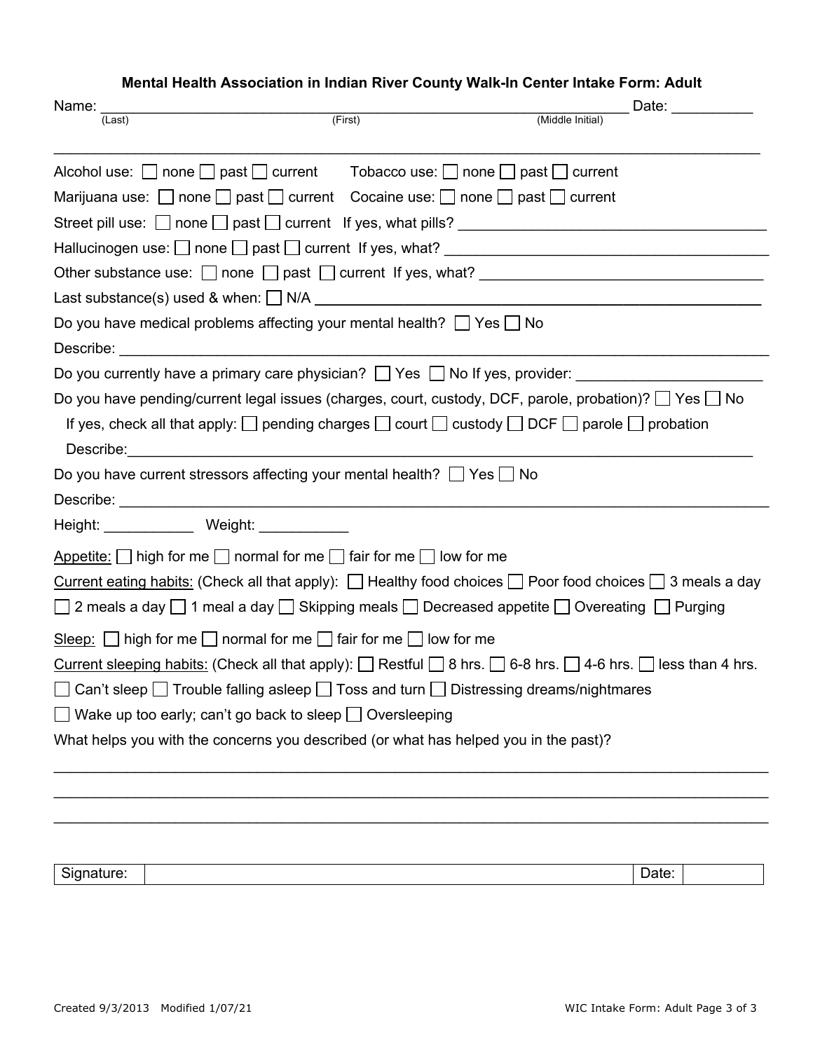**Mental Health Association in Indian River County Walk-In Center Intake Form: Adult**

Name: ______________________________________________ Date: __________
(Last) (First) (Middle Initial)

_______________________________________________________________________________

Alcohol use: ☐ none ☐ past ☐ current Tobacco use: ☐ none ☐ past ☐ current

Marijuana use: ☐ none ☐ past ☐ current Cocaine use: ☐ none ☐ past ☐ current

Street pill use: ☐ none ☐ past ☐ current If yes, what pills? ______________________________

Hallucinogen use: ☐ none ☐ past ☐ current If yes, what? ______________________________

Other substance use: ☐ none ☐ past ☐ current If yes, what? ______________________________

Last substance(s) used & when: ☐ N/A ______________________________

Do you have medical problems affecting your mental health? ☐ Yes ☐ No

Describe: _______________________________________________________________

Do you currently have a primary care physician? ☐ Yes ☐ No If yes, provider: ____________________

Do you have pending/current legal issues (charges, court, custody, DCF, parole, probation)? ☐ Yes ☐ No

If yes, check all that apply: ☐ pending charges ☐ court ☐ custody ☐ DCF ☐ parole ☐ probation

Describe: _______________________________________________________________

Do you have current stressors affecting your mental health? ☐ Yes ☐ No

Describe: _______________________________________________________________

Height: ___________ Weight: ___________

Appetite: ☐ high for me ☐ normal for me ☐ fair for me ☐ low for me

Current eating habits: (Check all that apply): ☐ Healthy food choices ☐ Poor food choices ☐ 3 meals a day ☐ 2 meals a day ☐ 1 meal a day ☐ Skipping meals ☐ Decreased appetite ☐ Overeating ☐ Purging

Sleep: ☐ high for me ☐ normal for me ☐ fair for me ☐ low for me

Current sleeping habits: (Check all that apply): ☐ Restful ☐ 8 hrs. ☐ 6-8 hrs. ☐ 4-6 hrs. ☐ less than 4 hrs.

☐ Can't sleep ☐ Trouble falling asleep ☐ Toss and turn ☐ Distressing dreams/nightmares

☐ Wake up too early; can't go back to sleep ☐ Oversleeping

What helps you with the concerns you described (or what has helped you in the past)?

_______________________________________________________________________________

_______________________________________________________________________________

_______________________________________________________________________________

| Signature: | | Date: | |
|---|---|---|---|

Created 9/3/2013 Modified 1/07/21